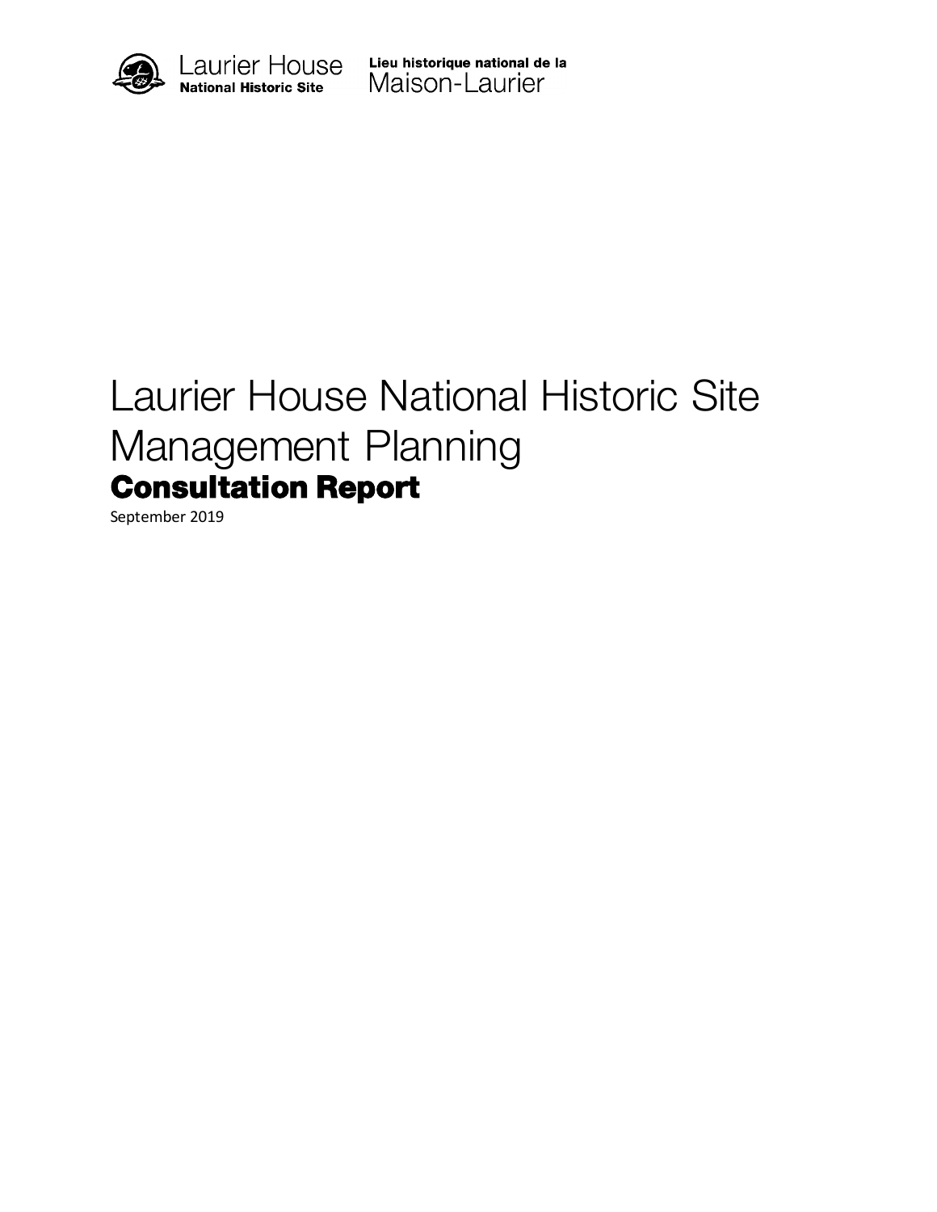Laurier House
National Historic Site

Lieu historique national de la
Maison-Laurier

# Laurier House National Historic Site Management Planning

## Consultation Report

September 2019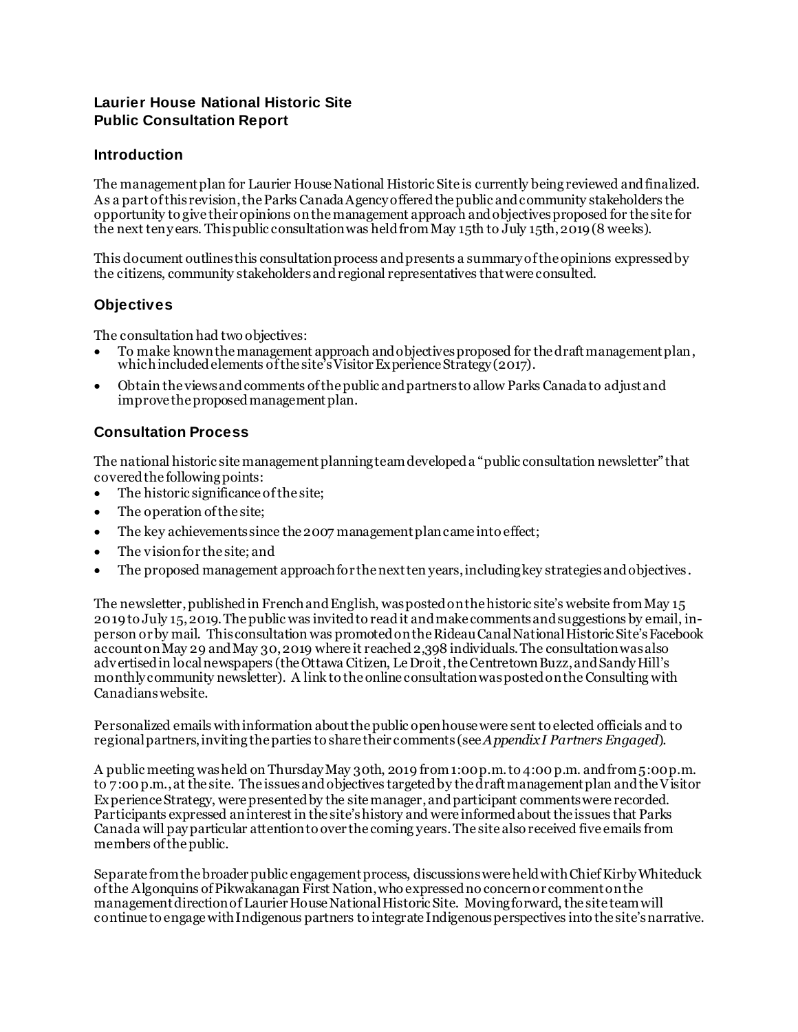## Laurier House National Historic Site
## Public Consultation Report

### Introduction

The management plan for Laurier House National Historic Site is currently being reviewed and finalized. As a part of this revision, the Parks Canada Agency offered the public and community stakeholders the opportunity to give their opinions on the management approach and objectives proposed for the site for the next ten years. This public consultation was held from May 15th to July 15th, 2019 (8 weeks).

This document outlines this consultation process and presents a summary of the opinions expressed by the citizens, community stakeholders and regional representatives that were consulted.

### Objectives

The consultation had two objectives:

- To make known the management approach and objectives proposed for the draft management plan, which included elements of the site's Visitor Experience Strategy (2017).
- Obtain the views and comments of the public and partners to allow Parks Canada to adjust and improve the proposed management plan.

### Consultation Process

The national historic site management planning team developed a "public consultation newsletter" that covered the following points:

- The historic significance of the site;
- The operation of the site;
- The key achievements since the 2007 management plan came into effect;
- The vision for the site; and
- The proposed management approach for the next ten years, including key strategies and objectives.

The newsletter, published in French and English, was posted on the historic site's website from May 15 2019 to July 15, 2019. The public was invited to read it and make comments and suggestions by email, in-person or by mail. This consultation was promoted on the Rideau Canal National Historic Site's Facebook account on May 29 and May 30, 2019 where it reached 2,398 individuals. The consultation was also advertised in local newspapers (the Ottawa Citizen, Le Droit, the Centretown Buzz, and Sandy Hill's monthly community newsletter). A link to the online consultation was posted on the Consulting with Canadians website.

Personalized emails with information about the public open house were sent to elected officials and to regional partners, inviting the parties to share their comments (see *Appendix I Partners Engaged*).

A public meeting was held on Thursday May 30th, 2019 from 1:00 p.m. to 4:00 p.m. and from 5:00 p.m. to 7:00 p.m., at the site. The issues and objectives targeted by the draft management plan and the Visitor Experience Strategy, were presented by the site manager, and participant comments were recorded. Participants expressed an interest in the site's history and were informed about the issues that Parks Canada will pay particular attention to over the coming years. The site also received five emails from members of the public.

Separate from the broader public engagement process, discussions were held with Chief Kirby Whiteduck of the Algonquins of Pikwakanagan First Nation, who expressed no concern or comment on the management direction of Laurier House National Historic Site. Moving forward, the site team will continue to engage with Indigenous partners to integrate Indigenous perspectives into the site's narrative.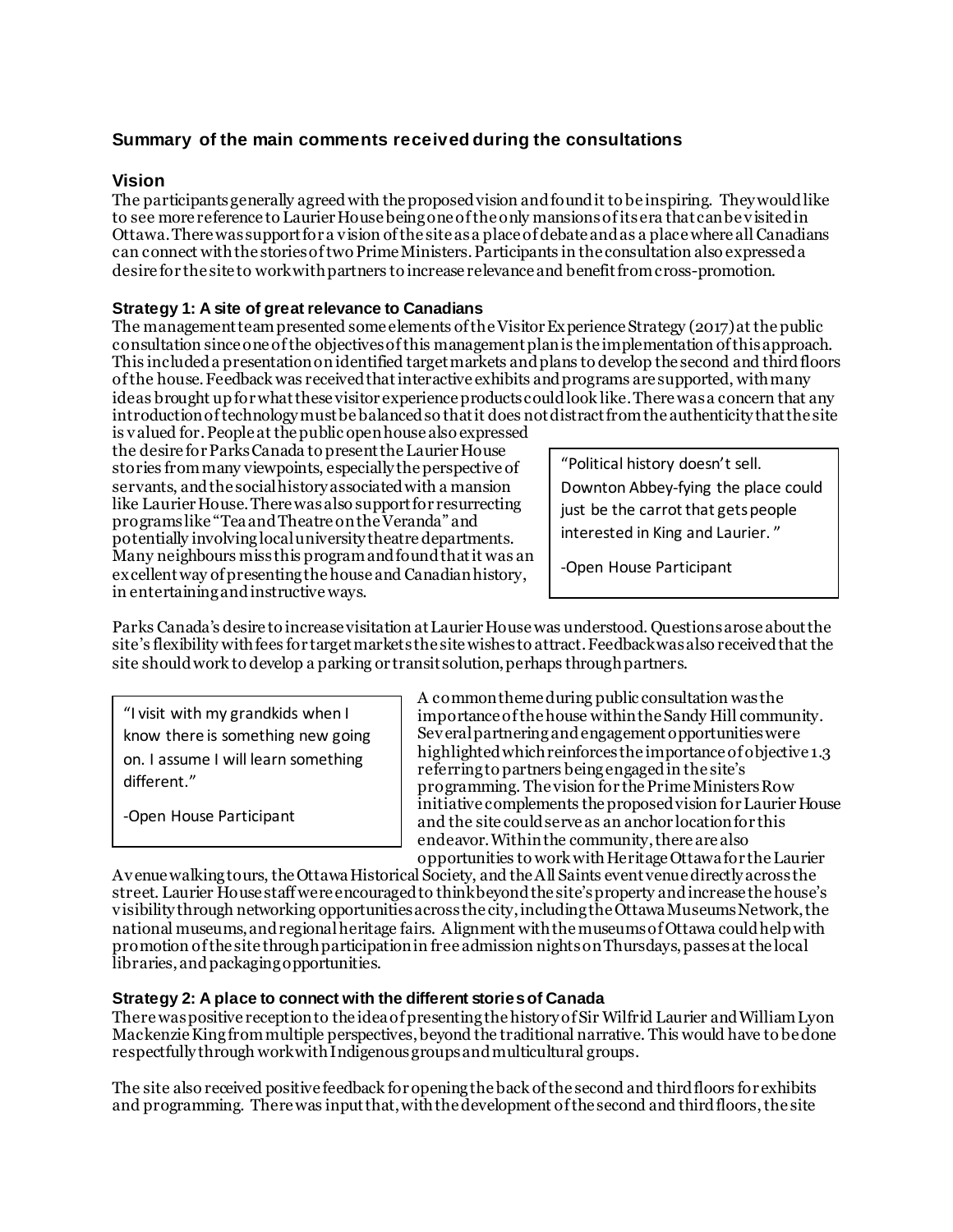## Summary of the main comments received during the consultations

### Vision

The participants generally agreed with the proposed vision and found it to be inspiring. They would like to see more reference to Laurier House being one of the only mansions of its era that can be visited in Ottawa. There was support for a vision of the site as a place of debate and as a place where all Canadians can connect with the stories of two Prime Ministers. Participants in the consultation also expressed a desire for the site to work with partners to increase relevance and benefit from cross-promotion.

#### Strategy 1: A site of great relevance to Canadians

The management team presented some elements of the Visitor Experience Strategy (2017) at the public consultation since one of the objectives of this management plan is the implementation of this approach. This included a presentation on identified target markets and plans to develop the second and third floors of the house. Feedback was received that interactive exhibits and programs are supported, with many ideas brought up for what these visitor experience products could look like. There was a concern that any introduction of technology must be balanced so that it does not distract from the authenticity that the site is valued for. People at the public open house also expressed the desire for Parks Canada to present the Laurier House stories from many viewpoints, especially the perspective of servants, and the social history associated with a mansion like Laurier House. There was also support for resurrecting programs like "Tea and Theatre on the Veranda" and potentially involving local university theatre departments. Many neighbours miss this program and found that it was an excellent way of presenting the house and Canadian history, in entertaining and instructive ways.

> "Political history doesn't sell. Downton Abbey-fying the place could just be the carrot that gets people interested in King and Laurier."
>
> -Open House Participant

Parks Canada's desire to increase visitation at Laurier House was understood. Questions arose about the site's flexibility with fees for target markets the site wishes to attract. Feedback was also received that the site should work to develop a parking or transit solution, perhaps through partners.

> "I visit with my grandkids when I know there is something new going on. I assume I will learn something different."
>
> -Open House Participant

A common theme during public consultation was the importance of the house within the Sandy Hill community. Several partnering and engagement opportunities were highlighted which reinforces the importance of objective 1.3 referring to partners being engaged in the site's programming. The vision for the Prime Ministers Row initiative complements the proposed vision for Laurier House and the site could serve as an anchor location for this endeavor. Within the community, there are also opportunities to work with Heritage Ottawa for the Laurier Avenue walking tours, the Ottawa Historical Society, and the All Saints event venue directly across the street. Laurier House staff were encouraged to think beyond the site's property and increase the house's visibility through networking opportunities across the city, including the Ottawa Museums Network, the national museums, and regional heritage fairs. Alignment with the museums of Ottawa could help with promotion of the site through participation in free admission nights on Thursdays, passes at the local libraries, and packaging opportunities.

#### Strategy 2: A place to connect with the different stories of Canada

There was positive reception to the idea of presenting the history of Sir Wilfrid Laurier and William Lyon Mackenzie King from multiple perspectives, beyond the traditional narrative. This would have to be done respectfully through work with Indigenous groups and multicultural groups.

The site also received positive feedback for opening the back of the second and third floors for exhibits and programming. There was input that, with the development of the second and third floors, the site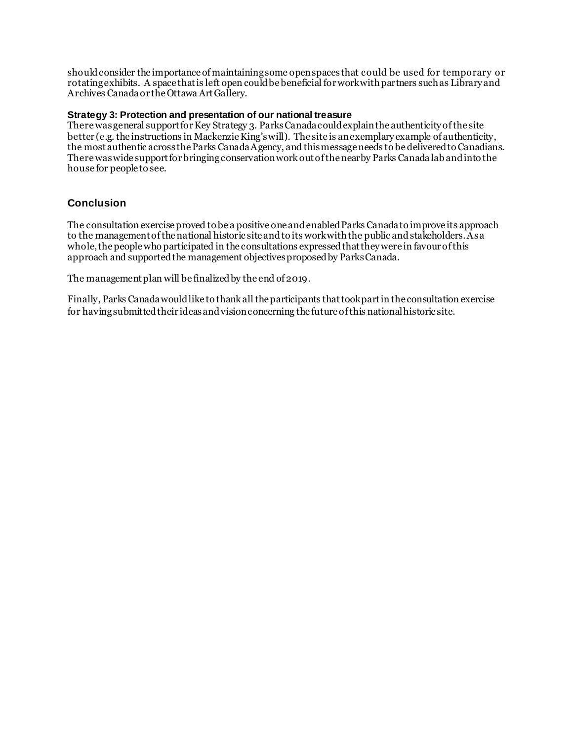should consider the importance of maintaining some open spaces that could be used for temporary or rotating exhibits. A space that is left open could be beneficial for work with partners such as Library and Archives Canada or the Ottawa Art Gallery.

**Strategy 3: Protection and presentation of our national treasure**

There was general support for Key Strategy 3. Parks Canada could explain the authenticity of the site better (e.g. the instructions in Mackenzie King's will). The site is an exemplary example of authenticity, the most authentic across the Parks Canada Agency, and this message needs to be delivered to Canadians. There was wide support for bringing conservation work out of the nearby Parks Canada lab and into the house for people to see.

## Conclusion

The consultation exercise proved to be a positive one and enabled Parks Canada to improve its approach to the management of the national historic site and to its work with the public and stakeholders. As a whole, the people who participated in the consultations expressed that they were in favour of this approach and supported the management objectives proposed by Parks Canada.

The management plan will be finalized by the end of 2019.

Finally, Parks Canada would like to thank all the participants that took part in the consultation exercise for having submitted their ideas and vision concerning the future of this national historic site.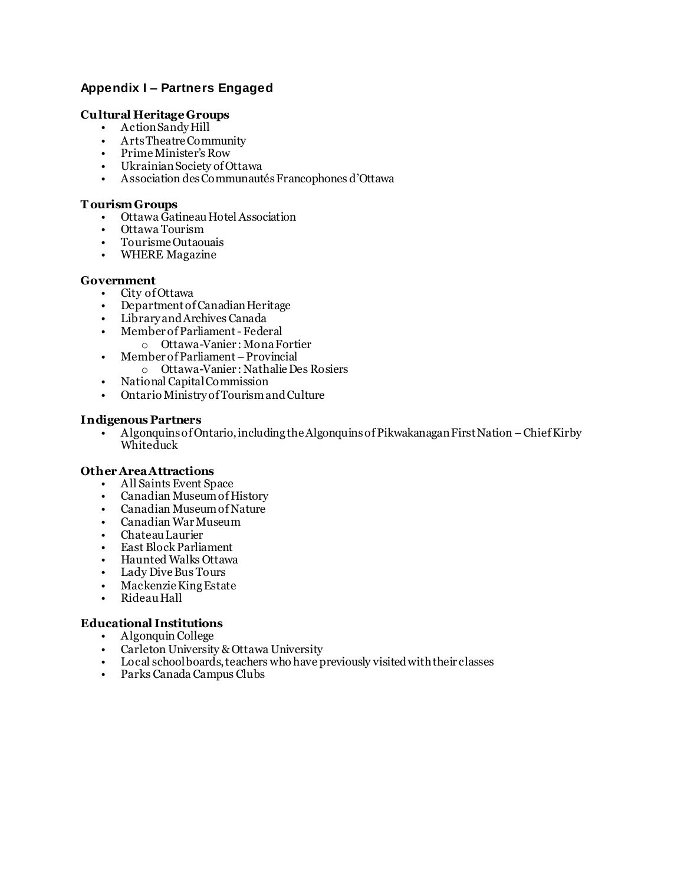## Appendix I – Partners Engaged

### Cultural Heritage Groups

- Action Sandy Hill
- Arts Theatre Community
- Prime Minister's Row
- Ukrainian Society of Ottawa
- Association des Communautés Francophones d'Ottawa

### Tourism Groups

- Ottawa Gatineau Hotel Association
- Ottawa Tourism
- Tourisme Outaouais
- WHERE Magazine

### Government

- City of Ottawa
- Department of Canadian Heritage
- Library and Archives Canada
- Member of Parliament - Federal
  - Ottawa-Vanier : Mona Fortier
- Member of Parliament – Provincial
  - Ottawa-Vanier : Nathalie Des Rosiers
- National Capital Commission
- Ontario Ministry of Tourism and Culture

### Indigenous Partners

- Algonquins of Ontario, including the Algonquins of Pikwakanagan First Nation – Chief Kirby Whiteduck

### Other Area Attractions

- All Saints Event Space
- Canadian Museum of History
- Canadian Museum of Nature
- Canadian War Museum
- Chateau Laurier
- East Block Parliament
- Haunted Walks Ottawa
- Lady Dive Bus Tours
- Mackenzie King Estate
- Rideau Hall

### Educational Institutions

- Algonquin College
- Carleton University & Ottawa University
- Local school boards, teachers who have previously visited with their classes
- Parks Canada Campus Clubs